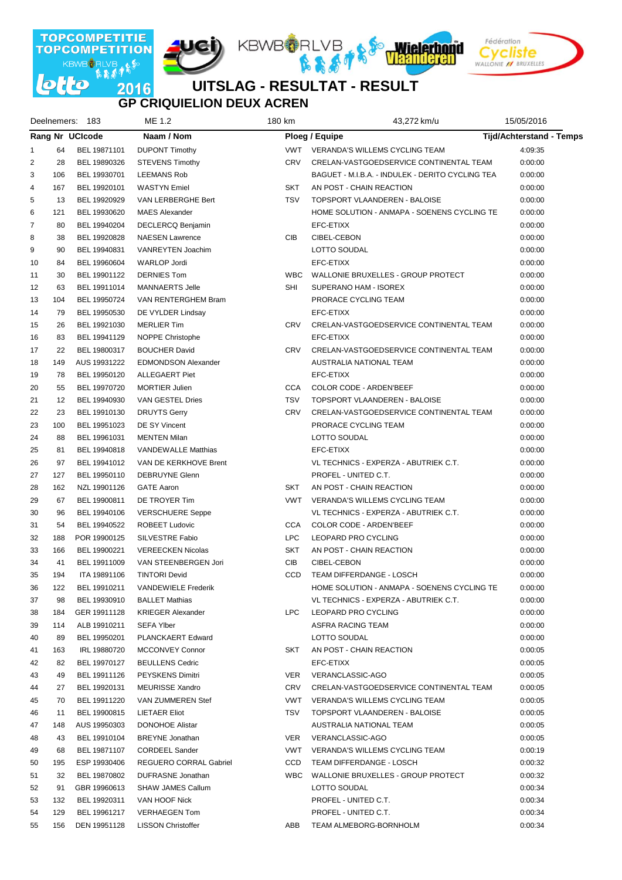TOPCOMPETITIE TOPCOMPETITION 2016

# UITSLAG - RESULTAT - RESULT

## GP CRIQUIELION DEUX ACREN

Deelnemers: 183 | ME 1.2 | 180 km | 43,272 km/u | 15/05/2016

| Rang | Nr | UCIcode | Naam / Nom | | Ploeg / Equipe | Tijd/Achterstand - Temps |
|---|---|---|---|---|---|---|
| 1 | 64 | BEL 19871101 | DUPONT Timothy | VWT | VERANDA'S WILLEMS CYCLING TEAM | 4:09:35 |
| 2 | 28 | BEL 19890326 | STEVENS Timothy | CRV | CRELAN-VASTGOEDSERVICE CONTINENTAL TEAM | 0:00:00 |
| 3 | 106 | BEL 19930701 | LEEMANS Rob | | BAGUET - M.I.B.A. - INDULEK - DERITO CYCLING TEA | 0:00:00 |
| 4 | 167 | BEL 19920101 | WASTYN Emiel | SKT | AN POST - CHAIN REACTION | 0:00:00 |
| 5 | 13 | BEL 19920929 | VAN LERBERGHE Bert | TSV | TOPSPORT VLAANDEREN - BALOISE | 0:00:00 |
| 6 | 121 | BEL 19930620 | MAES Alexander | | HOME SOLUTION - ANMAPA - SOENENS CYCLING TE | 0:00:00 |
| 7 | 80 | BEL 19940204 | DECLERCQ Benjamin | | EFC-ETIXX | 0:00:00 |
| 8 | 38 | BEL 19920828 | NAESEN Lawrence | CIB | CIBEL-CEBON | 0:00:00 |
| 9 | 90 | BEL 19940831 | VANREYTEN Joachim | | LOTTO SOUDAL | 0:00:00 |
| 10 | 84 | BEL 19960604 | WARLOP Jordi | | EFC-ETIXX | 0:00:00 |
| 11 | 30 | BEL 19901122 | DERNIES Tom | WBC | WALLONIE BRUXELLES - GROUP PROTECT | 0:00:00 |
| 12 | 63 | BEL 19911014 | MANNAERTS Jelle | SHI | SUPERANO HAM - ISOREX | 0:00:00 |
| 13 | 104 | BEL 19950724 | VAN RENTERGHEM Bram | | PRORACE CYCLING TEAM | 0:00:00 |
| 14 | 79 | BEL 19950530 | DE VYLDER Lindsay | | EFC-ETIXX | 0:00:00 |
| 15 | 26 | BEL 19921030 | MERLIER Tim | CRV | CRELAN-VASTGOEDSERVICE CONTINENTAL TEAM | 0:00:00 |
| 16 | 83 | BEL 19941129 | NOPPE Christophe | | EFC-ETIXX | 0:00:00 |
| 17 | 22 | BEL 19800317 | BOUCHER David | CRV | CRELAN-VASTGOEDSERVICE CONTINENTAL TEAM | 0:00:00 |
| 18 | 149 | AUS 19931222 | EDMONDSON Alexander | | AUSTRALIA NATIONAL TEAM | 0:00:00 |
| 19 | 78 | BEL 19950120 | ALLEGAERT Piet | | EFC-ETIXX | 0:00:00 |
| 20 | 55 | BEL 19970720 | MORTIER Julien | CCA | COLOR CODE - ARDEN'BEEF | 0:00:00 |
| 21 | 12 | BEL 19940930 | VAN GESTEL Dries | TSV | TOPSPORT VLAANDEREN - BALOISE | 0:00:00 |
| 22 | 23 | BEL 19910130 | DRUYTS Gerry | CRV | CRELAN-VASTGOEDSERVICE CONTINENTAL TEAM | 0:00:00 |
| 23 | 100 | BEL 19951023 | DE SY Vincent | | PRORACE CYCLING TEAM | 0:00:00 |
| 24 | 88 | BEL 19961031 | MENTEN Milan | | LOTTO SOUDAL | 0:00:00 |
| 25 | 81 | BEL 19940818 | VANDEWALLE Matthias | | EFC-ETIXX | 0:00:00 |
| 26 | 97 | BEL 19941012 | VAN DE KERKHOVE Brent | | VL TECHNICS - EXPERZA - ABUTRIEK C.T. | 0:00:00 |
| 27 | 127 | BEL 19950110 | DEBRUYNE Glenn | | PROFEL - UNITED C.T. | 0:00:00 |
| 28 | 162 | NZL 19901126 | GATE Aaron | SKT | AN POST - CHAIN REACTION | 0:00:00 |
| 29 | 67 | BEL 19900811 | DE TROYER Tim | VWT | VERANDA'S WILLEMS CYCLING TEAM | 0:00:00 |
| 30 | 96 | BEL 19940106 | VERSCHUERE Seppe | | VL TECHNICS - EXPERZA - ABUTRIEK C.T. | 0:00:00 |
| 31 | 54 | BEL 19940522 | ROBEET Ludovic | CCA | COLOR CODE - ARDEN'BEEF | 0:00:00 |
| 32 | 188 | POR 19900125 | SILVESTRE Fabio | LPC | LEOPARD PRO CYCLING | 0:00:00 |
| 33 | 166 | BEL 19900221 | VEREECKEN Nicolas | SKT | AN POST - CHAIN REACTION | 0:00:00 |
| 34 | 41 | BEL 19911009 | VAN STEENBERGEN Jori | CIB | CIBEL-CEBON | 0:00:00 |
| 35 | 194 | ITA 19891106 | TINTORI Devid | CCD | TEAM DIFFERDANGE - LOSCH | 0:00:00 |
| 36 | 122 | BEL 19910211 | VANDEWIELE Frederik | | HOME SOLUTION - ANMAPA - SOENENS CYCLING TE | 0:00:00 |
| 37 | 98 | BEL 19930910 | BALLET Mathias | | VL TECHNICS - EXPERZA - ABUTRIEK C.T. | 0:00:00 |
| 38 | 184 | GER 19911128 | KRIEGER Alexander | LPC | LEOPARD PRO CYCLING | 0:00:00 |
| 39 | 114 | ALB 19910211 | SEFA Ylber | | ASFRA RACING TEAM | 0:00:00 |
| 40 | 89 | BEL 19950201 | PLANCKAERT Edward | | LOTTO SOUDAL | 0:00:00 |
| 41 | 163 | IRL 19880720 | MCCONVEY Connor | SKT | AN POST - CHAIN REACTION | 0:00:05 |
| 42 | 82 | BEL 19970127 | BEULLENS Cedric | | EFC-ETIXX | 0:00:05 |
| 43 | 49 | BEL 19911126 | PEYSKENS Dimitri | VER | VERANCLASSIC-AGO | 0:00:05 |
| 44 | 27 | BEL 19920131 | MEURISSE Xandro | CRV | CRELAN-VASTGOEDSERVICE CONTINENTAL TEAM | 0:00:05 |
| 45 | 70 | BEL 19911220 | VAN ZUMMEREN Stef | VWT | VERANDA'S WILLEMS CYCLING TEAM | 0:00:05 |
| 46 | 11 | BEL 19900815 | LIETAER Eliot | TSV | TOPSPORT VLAANDEREN - BALOISE | 0:00:05 |
| 47 | 148 | AUS 19950303 | DONOHOE Alistar | | AUSTRALIA NATIONAL TEAM | 0:00:05 |
| 48 | 43 | BEL 19910104 | BREYNE Jonathan | VER | VERANCLASSIC-AGO | 0:00:05 |
| 49 | 68 | BEL 19871107 | CORDEEL Sander | VWT | VERANDA'S WILLEMS CYCLING TEAM | 0:00:19 |
| 50 | 195 | ESP 19930406 | REGUERO CORRAL Gabriel | CCD | TEAM DIFFERDANGE - LOSCH | 0:00:32 |
| 51 | 32 | BEL 19870802 | DUFRASNE Jonathan | WBC | WALLONIE BRUXELLES - GROUP PROTECT | 0:00:32 |
| 52 | 91 | GBR 19960613 | SHAW JAMES Callum | | LOTTO SOUDAL | 0:00:34 |
| 53 | 132 | BEL 19920311 | VAN HOOF Nick | | PROFEL - UNITED C.T. | 0:00:34 |
| 54 | 129 | BEL 19961217 | VERHAEGEN Tom | | PROFEL - UNITED C.T. | 0:00:34 |
| 55 | 156 | DEN 19951128 | LISSON Christoffer | ABB | TEAM ALMEBORG-BORNHOLM | 0:00:34 |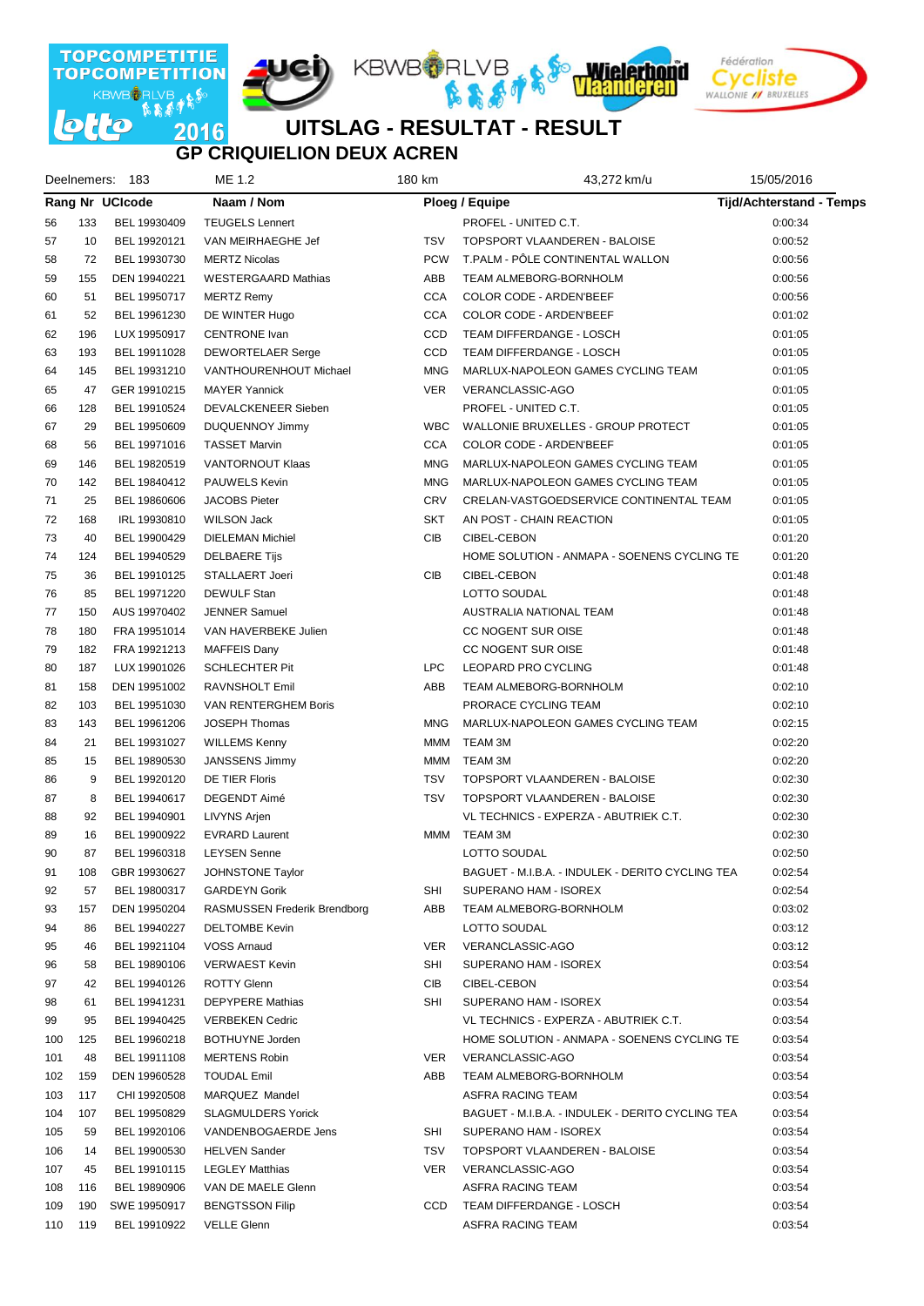# UITSLAG - RESULTAT - RESULT

## GP CRIQUIELION DEUX ACREN

Deelnemers: 183 | ME 1.2 | 180 km | 43,272 km/u | 15/05/2016

| Rang | Nr | UCIcode | Naam / Nom | | Ploeg / Equipe | Tijd/Achterstand - Temps |
|---|---|---|---|---|---|---|
| 56 | 133 | BEL 19930409 | TEUGELS Lennert | | PROFEL - UNITED C.T. | 0:00:34 |
| 57 | 10 | BEL 19920121 | VAN MEIRHAEGHE Jef | TSV | TOPSPORT VLAANDEREN - BALOISE | 0:00:52 |
| 58 | 72 | BEL 19930730 | MERTZ Nicolas | PCW | T.PALM - PÔLE CONTINENTAL WALLON | 0:00:56 |
| 59 | 155 | DEN 19940221 | WESTERGAARD Mathias | ABB | TEAM ALMEBORG-BORNHOLM | 0:00:56 |
| 60 | 51 | BEL 19950717 | MERTZ Remy | CCA | COLOR CODE - ARDEN'BEEF | 0:00:56 |
| 61 | 52 | BEL 19961230 | DE WINTER Hugo | CCA | COLOR CODE - ARDEN'BEEF | 0:01:02 |
| 62 | 196 | LUX 19950917 | CENTRONE Ivan | CCD | TEAM DIFFERDANGE - LOSCH | 0:01:05 |
| 63 | 193 | BEL 19911028 | DEWORTELAER Serge | CCD | TEAM DIFFERDANGE - LOSCH | 0:01:05 |
| 64 | 145 | BEL 19931210 | VANTHOURENHOUT Michael | MNG | MARLUX-NAPOLEON GAMES CYCLING TEAM | 0:01:05 |
| 65 | 47 | GER 19910215 | MAYER Yannick | VER | VERANCLASSIC-AGO | 0:01:05 |
| 66 | 128 | BEL 19910524 | DEVALCKENEER Sieben | | PROFEL - UNITED C.T. | 0:01:05 |
| 67 | 29 | BEL 19950609 | DUQUENNOY Jimmy | WBC | WALLONIE BRUXELLES - GROUP PROTECT | 0:01:05 |
| 68 | 56 | BEL 19971016 | TASSET Marvin | CCA | COLOR CODE - ARDEN'BEEF | 0:01:05 |
| 69 | 146 | BEL 19820519 | VANTORNOUT Klaas | MNG | MARLUX-NAPOLEON GAMES CYCLING TEAM | 0:01:05 |
| 70 | 142 | BEL 19840412 | PAUWELS Kevin | MNG | MARLUX-NAPOLEON GAMES CYCLING TEAM | 0:01:05 |
| 71 | 25 | BEL 19860606 | JACOBS Pieter | CRV | CRELAN-VASTGOEDSERVICE CONTINENTAL TEAM | 0:01:05 |
| 72 | 168 | IRL 19930810 | WILSON Jack | SKT | AN POST - CHAIN REACTION | 0:01:05 |
| 73 | 40 | BEL 19900429 | DIELEMAN Michiel | CIB | CIBEL-CEBON | 0:01:20 |
| 74 | 124 | BEL 19940529 | DELBAERE Tijs | | HOME SOLUTION - ANMAPA - SOENENS CYCLING TE | 0:01:20 |
| 75 | 36 | BEL 19910125 | STALLAERT Joeri | CIB | CIBEL-CEBON | 0:01:48 |
| 76 | 85 | BEL 19971220 | DEWULF Stan | | LOTTO SOUDAL | 0:01:48 |
| 77 | 150 | AUS 19970402 | JENNER Samuel | | AUSTRALIA NATIONAL TEAM | 0:01:48 |
| 78 | 180 | FRA 19951014 | VAN HAVERBEKE Julien | | CC NOGENT SUR OISE | 0:01:48 |
| 79 | 182 | FRA 19921213 | MAFFEIS Dany | | CC NOGENT SUR OISE | 0:01:48 |
| 80 | 187 | LUX 19901026 | SCHLECHTER Pit | LPC | LEOPARD PRO CYCLING | 0:01:48 |
| 81 | 158 | DEN 19951002 | RAVNSHOLT Emil | ABB | TEAM ALMEBORG-BORNHOLM | 0:02:10 |
| 82 | 103 | BEL 19951030 | VAN RENTERGHEM Boris | | PRORACE CYCLING TEAM | 0:02:10 |
| 83 | 143 | BEL 19961206 | JOSEPH Thomas | MNG | MARLUX-NAPOLEON GAMES CYCLING TEAM | 0:02:15 |
| 84 | 21 | BEL 19931027 | WILLEMS Kenny | MMM | TEAM 3M | 0:02:20 |
| 85 | 15 | BEL 19890530 | JANSSENS Jimmy | MMM | TEAM 3M | 0:02:20 |
| 86 | 9 | BEL 19920120 | DE TIER Floris | TSV | TOPSPORT VLAANDEREN - BALOISE | 0:02:30 |
| 87 | 8 | BEL 19940617 | DEGENDT Aimé | TSV | TOPSPORT VLAANDEREN - BALOISE | 0:02:30 |
| 88 | 92 | BEL 19940901 | LIVYNS Arjen | | VL TECHNICS - EXPERZA - ABUTRIEK C.T. | 0:02:30 |
| 89 | 16 | BEL 19900922 | EVRARD Laurent | MMM | TEAM 3M | 0:02:30 |
| 90 | 87 | BEL 19960318 | LEYSEN Senne | | LOTTO SOUDAL | 0:02:50 |
| 91 | 108 | GBR 19930627 | JOHNSTONE Taylor | | BAGUET - M.I.B.A. - INDULEK - DERITO CYCLING TEA | 0:02:54 |
| 92 | 57 | BEL 19800317 | GARDEYN Gorik | SHI | SUPERANO HAM - ISOREX | 0:02:54 |
| 93 | 157 | DEN 19950204 | RASMUSSEN Frederik Brendborg | ABB | TEAM ALMEBORG-BORNHOLM | 0:03:02 |
| 94 | 86 | BEL 19940227 | DELTOMBE Kevin | | LOTTO SOUDAL | 0:03:12 |
| 95 | 46 | BEL 19921104 | VOSS Arnaud | VER | VERANCLASSIC-AGO | 0:03:12 |
| 96 | 58 | BEL 19890106 | VERWAEST Kevin | SHI | SUPERANO HAM - ISOREX | 0:03:54 |
| 97 | 42 | BEL 19940126 | ROTTY Glenn | CIB | CIBEL-CEBON | 0:03:54 |
| 98 | 61 | BEL 19941231 | DEPYPERE Mathias | SHI | SUPERANO HAM - ISOREX | 0:03:54 |
| 99 | 95 | BEL 19940425 | VERBEKEN Cedric | | VL TECHNICS - EXPERZA - ABUTRIEK C.T. | 0:03:54 |
| 100 | 125 | BEL 19960218 | BOTHUYNE Jorden | | HOME SOLUTION - ANMAPA - SOENENS CYCLING TE | 0:03:54 |
| 101 | 48 | BEL 19911108 | MERTENS Robin | VER | VERANCLASSIC-AGO | 0:03:54 |
| 102 | 159 | DEN 19960528 | TOUDAL Emil | ABB | TEAM ALMEBORG-BORNHOLM | 0:03:54 |
| 103 | 117 | CHI 19920508 | MARQUEZ Mandel | | ASFRA RACING TEAM | 0:03:54 |
| 104 | 107 | BEL 19950829 | SLAGMULDERS Yorick | | BAGUET - M.I.B.A. - INDULEK - DERITO CYCLING TEA | 0:03:54 |
| 105 | 59 | BEL 19920106 | VANDENBOGAERDE Jens | SHI | SUPERANO HAM - ISOREX | 0:03:54 |
| 106 | 14 | BEL 19900530 | HELVEN Sander | TSV | TOPSPORT VLAANDEREN - BALOISE | 0:03:54 |
| 107 | 45 | BEL 19910115 | LEGLEY Matthias | VER | VERANCLASSIC-AGO | 0:03:54 |
| 108 | 116 | BEL 19890906 | VAN DE MAELE Glenn | | ASFRA RACING TEAM | 0:03:54 |
| 109 | 190 | SWE 19950917 | BENGTSSON Filip | CCD | TEAM DIFFERDANGE - LOSCH | 0:03:54 |
| 110 | 119 | BEL 19910922 | VELLE Glenn | | ASFRA RACING TEAM | 0:03:54 |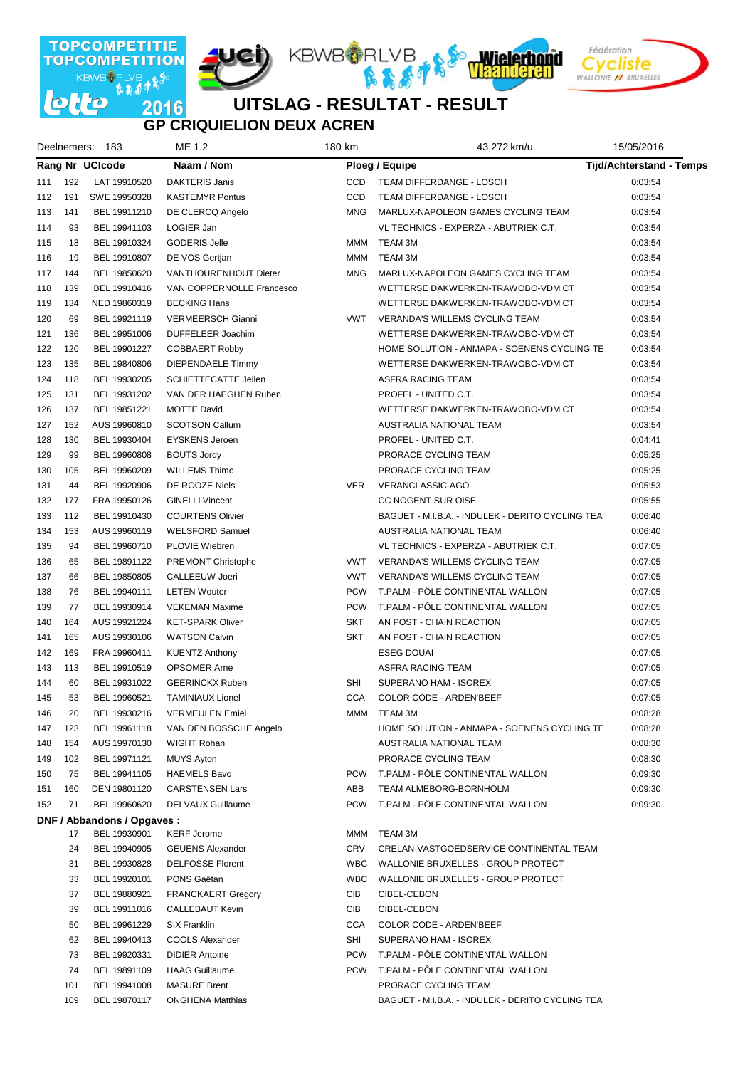TOPCOMPETITIE TOPCOMPETITION 2016

# UITSLAG - RESULTAT - RESULT

## GP CRIQUIELION DEUX ACREN

| Deelnemers: 183 | ME 1.2 | 180 km | 43,272 km/u | 15/05/2016 |
|---|---|---|---|---|

| Rang | Nr | UCIcode | Naam / Nom | Ploeg / Equipe | | Tijd/Achterstand - Temps |
|---|---|---|---|---|---|---|
| 111 | 192 | LAT 19910520 | DAKTERIS Janis | CCD | TEAM DIFFERDANGE - LOSCH | 0:03:54 |
| 112 | 191 | SWE 19950328 | KASTEMYR Pontus | CCD | TEAM DIFFERDANGE - LOSCH | 0:03:54 |
| 113 | 141 | BEL 19911210 | DE CLERCQ Angelo | MNG | MARLUX-NAPOLEON GAMES CYCLING TEAM | 0:03:54 |
| 114 | 93 | BEL 19941103 | LOGIER Jan | | VL TECHNICS - EXPERZA - ABUTRIEK C.T. | 0:03:54 |
| 115 | 18 | BEL 19910324 | GODERIS Jelle | MMM | TEAM 3M | 0:03:54 |
| 116 | 19 | BEL 19910807 | DE VOS Gertjan | MMM | TEAM 3M | 0:03:54 |
| 117 | 144 | BEL 19850620 | VANTHOURENHOUT Dieter | MNG | MARLUX-NAPOLEON GAMES CYCLING TEAM | 0:03:54 |
| 118 | 139 | BEL 19910416 | VAN COPPERNOLLE Francesco | | WETTERSE DAKWERKEN-TRAWOBO-VDM CT | 0:03:54 |
| 119 | 134 | NED 19860319 | BECKING Hans | | WETTERSE DAKWERKEN-TRAWOBO-VDM CT | 0:03:54 |
| 120 | 69 | BEL 19921119 | VERMEERSCH Gianni | VWT | VERANDA'S WILLEMS CYCLING TEAM | 0:03:54 |
| 121 | 136 | BEL 19951006 | DUFFELEER Joachim | | WETTERSE DAKWERKEN-TRAWOBO-VDM CT | 0:03:54 |
| 122 | 120 | BEL 19901227 | COBBAERT Robby | | HOME SOLUTION - ANMAPA - SOENENS CYCLING TE | 0:03:54 |
| 123 | 135 | BEL 19840806 | DIEPENDAELE Timmy | | WETTERSE DAKWERKEN-TRAWOBO-VDM CT | 0:03:54 |
| 124 | 118 | BEL 19930205 | SCHIETTECATTE Jellen | | ASFRA RACING TEAM | 0:03:54 |
| 125 | 131 | BEL 19931202 | VAN DER HAEGHEN Ruben | | PROFEL - UNITED C.T. | 0:03:54 |
| 126 | 137 | BEL 19851221 | MOTTE David | | WETTERSE DAKWERKEN-TRAWOBO-VDM CT | 0:03:54 |
| 127 | 152 | AUS 19960810 | SCOTSON Callum | | AUSTRALIA NATIONAL TEAM | 0:03:54 |
| 128 | 130 | BEL 19930404 | EYSKENS Jeroen | | PROFEL - UNITED C.T. | 0:04:41 |
| 129 | 99 | BEL 19960808 | BOUTS Jordy | | PRORACE CYCLING TEAM | 0:05:25 |
| 130 | 105 | BEL 19960209 | WILLEMS Thimo | | PRORACE CYCLING TEAM | 0:05:25 |
| 131 | 44 | BEL 19920906 | DE ROOZE Niels | VER | VERANCLASSIC-AGO | 0:05:53 |
| 132 | 177 | FRA 19950126 | GINELLI Vincent | | CC NOGENT SUR OISE | 0:05:55 |
| 133 | 112 | BEL 19910430 | COURTENS Olivier | | BAGUET - M.I.B.A. - INDULEK - DERITO CYCLING TEA | 0:06:40 |
| 134 | 153 | AUS 19960119 | WELSFORD Samuel | | AUSTRALIA NATIONAL TEAM | 0:06:40 |
| 135 | 94 | BEL 19960710 | PLOVIE Wiebren | | VL TECHNICS - EXPERZA - ABUTRIEK C.T. | 0:07:05 |
| 136 | 65 | BEL 19891122 | PREMONT Christophe | VWT | VERANDA'S WILLEMS CYCLING TEAM | 0:07:05 |
| 137 | 66 | BEL 19850805 | CALLEEUW Joeri | VWT | VERANDA'S WILLEMS CYCLING TEAM | 0:07:05 |
| 138 | 76 | BEL 19940111 | LETEN Wouter | PCW | T.PALM - PÔLE CONTINENTAL WALLON | 0:07:05 |
| 139 | 77 | BEL 19930914 | VEKEMAN Maxime | PCW | T.PALM - PÔLE CONTINENTAL WALLON | 0:07:05 |
| 140 | 164 | AUS 19921224 | KET-SPARK Oliver | SKT | AN POST - CHAIN REACTION | 0:07:05 |
| 141 | 165 | AUS 19930106 | WATSON Calvin | SKT | AN POST - CHAIN REACTION | 0:07:05 |
| 142 | 169 | FRA 19960411 | KUENTZ Anthony | | ESEG DOUAI | 0:07:05 |
| 143 | 113 | BEL 19910519 | OPSOMER Arne | | ASFRA RACING TEAM | 0:07:05 |
| 144 | 60 | BEL 19931022 | GEERINCKX Ruben | SHI | SUPERANO HAM - ISOREX | 0:07:05 |
| 145 | 53 | BEL 19960521 | TAMINIAUX Lionel | CCA | COLOR CODE - ARDEN'BEEF | 0:07:05 |
| 146 | 20 | BEL 19930216 | VERMEULEN Emiel | MMM | TEAM 3M | 0:08:28 |
| 147 | 123 | BEL 19961118 | VAN DEN BOSSCHE Angelo | | HOME SOLUTION - ANMAPA - SOENENS CYCLING TE | 0:08:28 |
| 148 | 154 | AUS 19970130 | WIGHT Rohan | | AUSTRALIA NATIONAL TEAM | 0:08:30 |
| 149 | 102 | BEL 19971121 | MUYS Ayton | | PRORACE CYCLING TEAM | 0:08:30 |
| 150 | 75 | BEL 19941105 | HAEMELS Bavo | PCW | T.PALM - PÔLE CONTINENTAL WALLON | 0:09:30 |
| 151 | 160 | DEN 19801120 | CARSTENSEN Lars | ABB | TEAM ALMEBORG-BORNHOLM | 0:09:30 |
| 152 | 71 | BEL 19960620 | DELVAUX Guillaume | PCW | T.PALM - PÔLE CONTINENTAL WALLON | 0:09:30 |

**DNF / Abbandons / Opgaves :**

| Nr | UCIcode | Naam / Nom | Ploeg / Equipe | |
|---|---|---|---|---|
| 17 | BEL 19930901 | KERF Jerome | MMM | TEAM 3M |
| 24 | BEL 19940905 | GEUENS Alexander | CRV | CRELAN-VASTGOEDSERVICE CONTINENTAL TEAM |
| 31 | BEL 19930828 | DELFOSSE Florent | WBC | WALLONIE BRUXELLES - GROUP PROTECT |
| 33 | BEL 19920101 | PONS Gaëtan | WBC | WALLONIE BRUXELLES - GROUP PROTECT |
| 37 | BEL 19880921 | FRANCKAERT Gregory | CIB | CIBEL-CEBON |
| 39 | BEL 19911016 | CALLEBAUT Kevin | CIB | CIBEL-CEBON |
| 50 | BEL 19961229 | SIX Franklin | CCA | COLOR CODE - ARDEN'BEEF |
| 62 | BEL 19940413 | COOLS Alexander | SHI | SUPERANO HAM - ISOREX |
| 73 | BEL 19920331 | DIDIER Antoine | PCW | T.PALM - PÔLE CONTINENTAL WALLON |
| 74 | BEL 19891109 | HAAG Guillaume | PCW | T.PALM - PÔLE CONTINENTAL WALLON |
| 101 | BEL 19941008 | MASURE Brent | | PRORACE CYCLING TEAM |
| 109 | BEL 19870117 | ONGHENA Matthias | | BAGUET - M.I.B.A. - INDULEK - DERITO CYCLING TEA |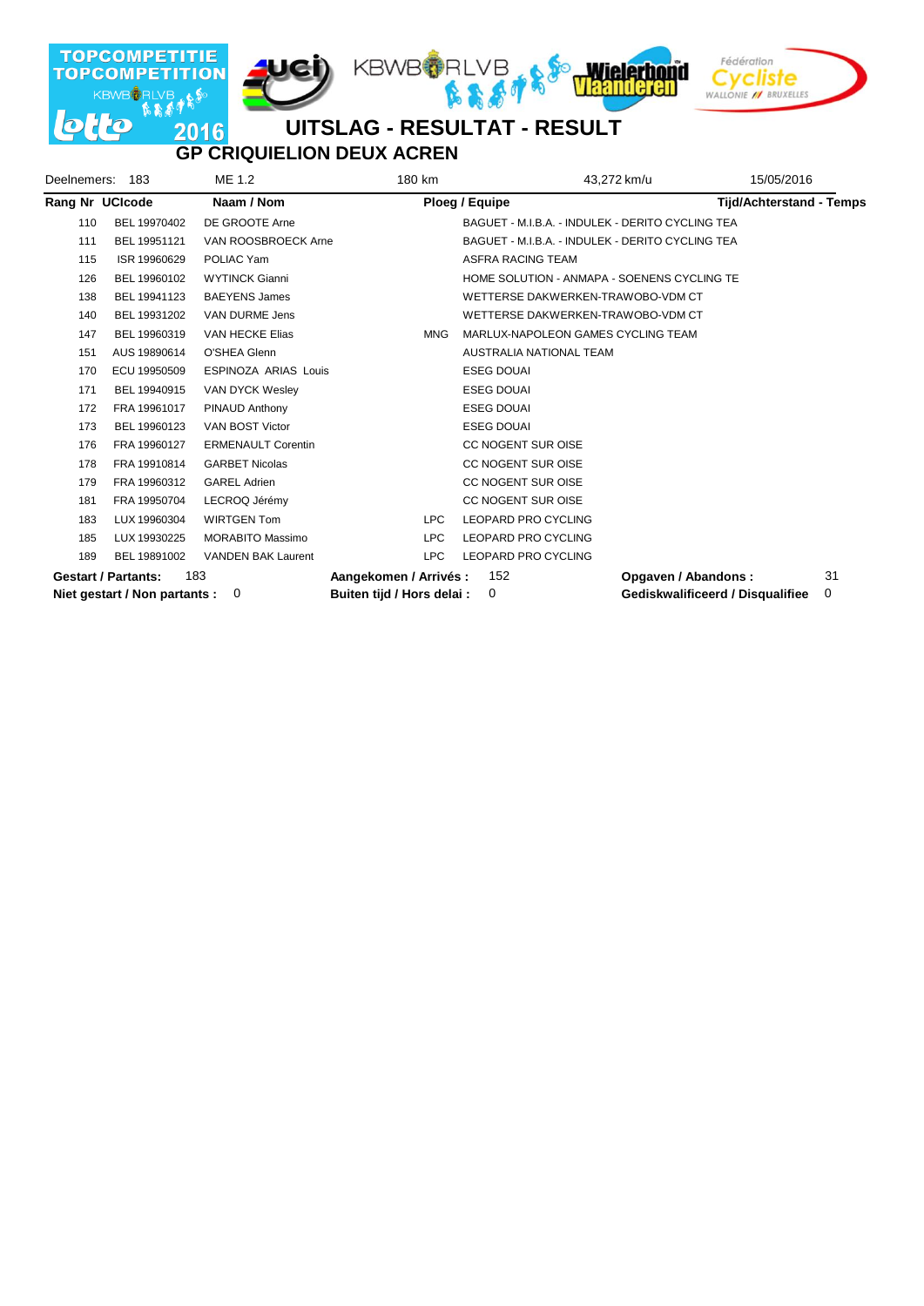TOPCOMPETITIE TOPCOMPETITION 2016

# UITSLAG - RESULTAT - RESULT

## GP CRIQUIELION DEUX ACREN

Deelnemers: 183 | ME 1.2 | 180 km | 43,272 km/u | 15/05/2016

| Rang | Nr | UCIcode | Naam / Nom | | Ploeg / Equipe | Tijd/Achterstand - Temps |
|---|---|---|---|---|---|---|
| | 110 | BEL 19970402 | DE GROOTE Arne | | BAGUET - M.I.B.A. - INDULEK - DERITO CYCLING TEA | |
| | 111 | BEL 19951121 | VAN ROOSBROECK Arne | | BAGUET - M.I.B.A. - INDULEK - DERITO CYCLING TEA | |
| | 115 | ISR 19960629 | POLIAC Yam | | ASFRA RACING TEAM | |
| | 126 | BEL 19960102 | WYTINCK Gianni | | HOME SOLUTION - ANMAPA - SOENENS CYCLING TE | |
| | 138 | BEL 19941123 | BAEYENS James | | WETTERSE DAKWERKEN-TRAWOBO-VDM CT | |
| | 140 | BEL 19931202 | VAN DURME Jens | | WETTERSE DAKWERKEN-TRAWOBO-VDM CT | |
| | 147 | BEL 19960319 | VAN HECKE Elias | MNG | MARLUX-NAPOLEON GAMES CYCLING TEAM | |
| | 151 | AUS 19890614 | O'SHEA Glenn | | AUSTRALIA NATIONAL TEAM | |
| | 170 | ECU 19950509 | ESPINOZA ARIAS Louis | | ESEG DOUAI | |
| | 171 | BEL 19940915 | VAN DYCK Wesley | | ESEG DOUAI | |
| | 172 | FRA 19961017 | PINAUD Anthony | | ESEG DOUAI | |
| | 173 | BEL 19960123 | VAN BOST Victor | | ESEG DOUAI | |
| | 176 | FRA 19960127 | ERMENAULT Corentin | | CC NOGENT SUR OISE | |
| | 178 | FRA 19910814 | GARBET Nicolas | | CC NOGENT SUR OISE | |
| | 179 | FRA 19960312 | GAREL Adrien | | CC NOGENT SUR OISE | |
| | 181 | FRA 19950704 | LECROQ Jérémy | | CC NOGENT SUR OISE | |
| | 183 | LUX 19960304 | WIRTGEN Tom | LPC | LEOPARD PRO CYCLING | |
| | 185 | LUX 19930225 | MORABITO Massimo | LPC | LEOPARD PRO CYCLING | |
| | 189 | BEL 19891002 | VANDEN BAK Laurent | LPC | LEOPARD PRO CYCLING | |

**Gestart / Partants:** 183 | **Aangekomen / Arrivés :** 152 | **Opgaven / Abandons :** 31

**Niet gestart / Non partants :** 0 | **Buiten tijd / Hors delai :** 0 | **Gediskwalificeerd / Disqualifiee** 0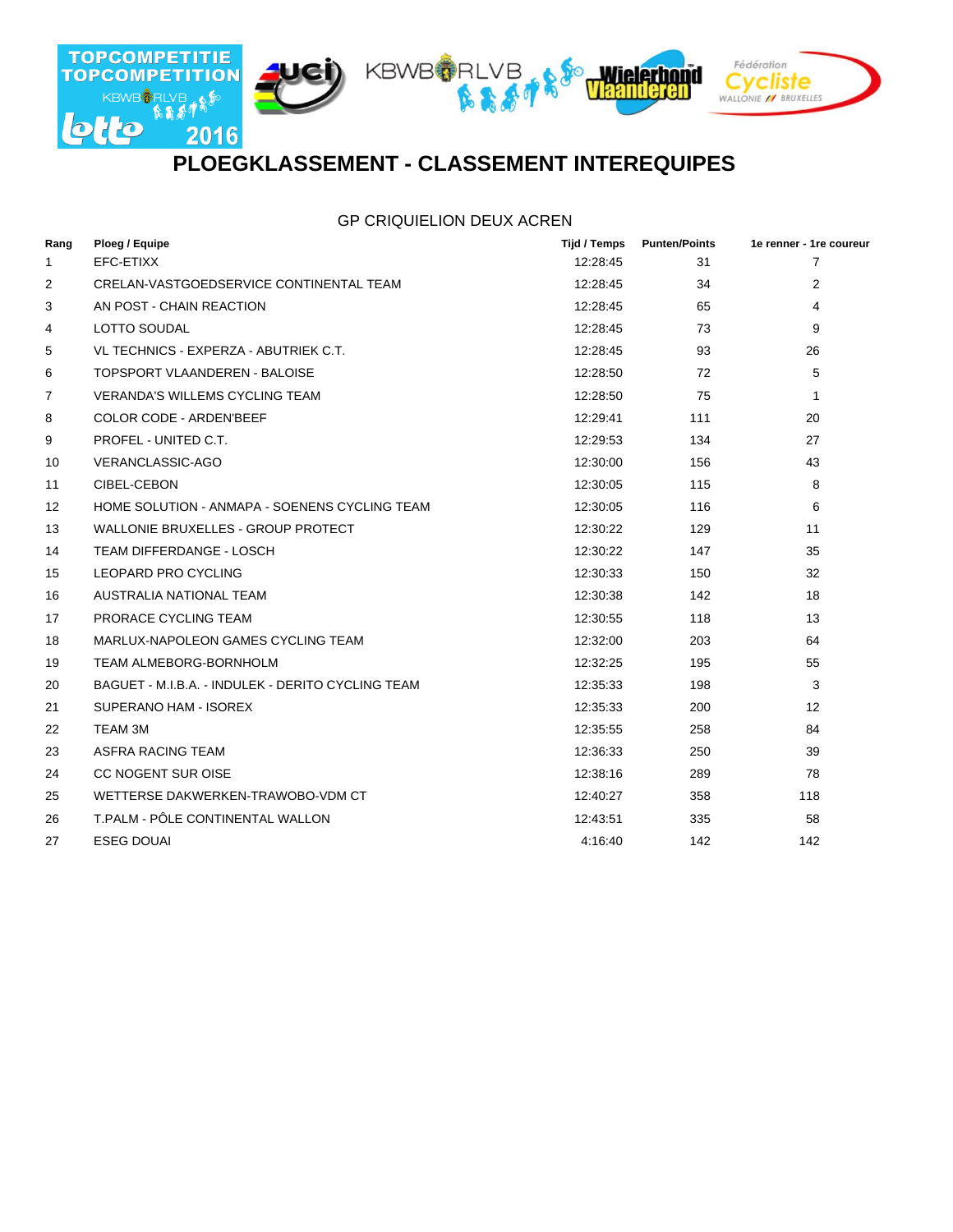# PLOEGKLASSEMENT - CLASSEMENT INTEREQUIPES

## GP CRIQUIELION DEUX ACREN

| Rang | Ploeg / Equipe | Tijd / Temps | Punten/Points | 1e renner - 1re coureur |
|---|---|---|---|---|
| 1 | EFC-ETIXX | 12:28:45 | 31 | 7 |
| 2 | CRELAN-VASTGOEDSERVICE CONTINENTAL TEAM | 12:28:45 | 34 | 2 |
| 3 | AN POST - CHAIN REACTION | 12:28:45 | 65 | 4 |
| 4 | LOTTO SOUDAL | 12:28:45 | 73 | 9 |
| 5 | VL TECHNICS - EXPERZA - ABUTRIEK C.T. | 12:28:45 | 93 | 26 |
| 6 | TOPSPORT VLAANDEREN - BALOISE | 12:28:50 | 72 | 5 |
| 7 | VERANDA'S WILLEMS CYCLING TEAM | 12:28:50 | 75 | 1 |
| 8 | COLOR CODE - ARDEN'BEEF | 12:29:41 | 111 | 20 |
| 9 | PROFEL - UNITED C.T. | 12:29:53 | 134 | 27 |
| 10 | VERANCLASSIC-AGO | 12:30:00 | 156 | 43 |
| 11 | CIBEL-CEBON | 12:30:05 | 115 | 8 |
| 12 | HOME SOLUTION - ANMAPA - SOENENS CYCLING TEAM | 12:30:05 | 116 | 6 |
| 13 | WALLONIE BRUXELLES - GROUP PROTECT | 12:30:22 | 129 | 11 |
| 14 | TEAM DIFFERDANGE - LOSCH | 12:30:22 | 147 | 35 |
| 15 | LEOPARD PRO CYCLING | 12:30:33 | 150 | 32 |
| 16 | AUSTRALIA NATIONAL TEAM | 12:30:38 | 142 | 18 |
| 17 | PRORACE CYCLING TEAM | 12:30:55 | 118 | 13 |
| 18 | MARLUX-NAPOLEON GAMES CYCLING TEAM | 12:32:00 | 203 | 64 |
| 19 | TEAM ALMEBORG-BORNHOLM | 12:32:25 | 195 | 55 |
| 20 | BAGUET - M.I.B.A. - INDULEK - DERITO CYCLING TEAM | 12:35:33 | 198 | 3 |
| 21 | SUPERANO HAM - ISOREX | 12:35:33 | 200 | 12 |
| 22 | TEAM 3M | 12:35:55 | 258 | 84 |
| 23 | ASFRA RACING TEAM | 12:36:33 | 250 | 39 |
| 24 | CC NOGENT SUR OISE | 12:38:16 | 289 | 78 |
| 25 | WETTERSE DAKWERKEN-TRAWOBO-VDM CT | 12:40:27 | 358 | 118 |
| 26 | T.PALM - PÔLE CONTINENTAL WALLON | 12:43:51 | 335 | 58 |
| 27 | ESEG DOUAI | 4:16:40 | 142 | 142 |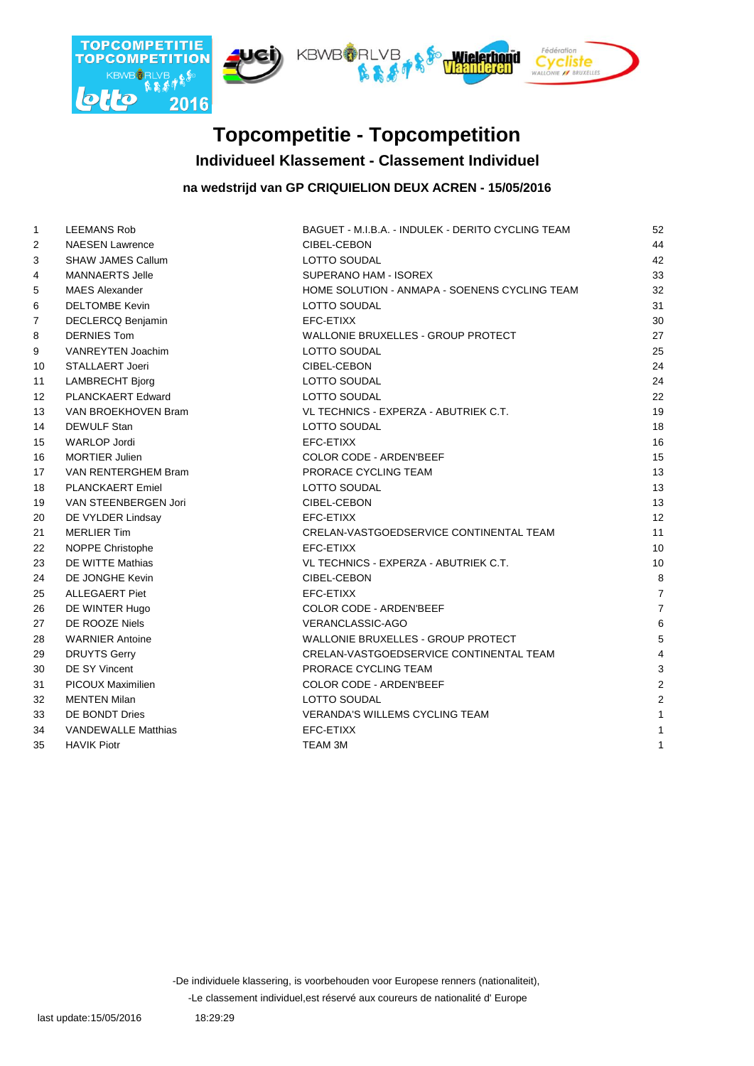# Topcompetitie - Topcompetition

## Individueel Klassement - Classement Individuel

### na wedstrijd van GP CRIQUIELION DEUX ACREN - 15/05/2016

| | | | |
|---|---|---|---|
| 1 | LEEMANS Rob | BAGUET - M.I.B.A. - INDULEK - DERITO CYCLING TEAM | 52 |
| 2 | NAESEN Lawrence | CIBEL-CEBON | 44 |
| 3 | SHAW JAMES Callum | LOTTO SOUDAL | 42 |
| 4 | MANNAERTS Jelle | SUPERANO HAM - ISOREX | 33 |
| 5 | MAES Alexander | HOME SOLUTION - ANMAPA - SOENENS CYCLING TEAM | 32 |
| 6 | DELTOMBE Kevin | LOTTO SOUDAL | 31 |
| 7 | DECLERCQ Benjamin | EFC-ETIXX | 30 |
| 8 | DERNIES Tom | WALLONIE BRUXELLES - GROUP PROTECT | 27 |
| 9 | VANREYTEN Joachim | LOTTO SOUDAL | 25 |
| 10 | STALLAERT Joeri | CIBEL-CEBON | 24 |
| 11 | LAMBRECHT Bjorg | LOTTO SOUDAL | 24 |
| 12 | PLANCKAERT Edward | LOTTO SOUDAL | 22 |
| 13 | VAN BROEKHOVEN Bram | VL TECHNICS - EXPERZA - ABUTRIEK C.T. | 19 |
| 14 | DEWULF Stan | LOTTO SOUDAL | 18 |
| 15 | WARLOP Jordi | EFC-ETIXX | 16 |
| 16 | MORTIER Julien | COLOR CODE - ARDEN'BEEF | 15 |
| 17 | VAN RENTERGHEM Bram | PRORACE CYCLING TEAM | 13 |
| 18 | PLANCKAERT Emiel | LOTTO SOUDAL | 13 |
| 19 | VAN STEENBERGEN Jori | CIBEL-CEBON | 13 |
| 20 | DE VYLDER Lindsay | EFC-ETIXX | 12 |
| 21 | MERLIER Tim | CRELAN-VASTGOEDSERVICE CONTINENTAL TEAM | 11 |
| 22 | NOPPE Christophe | EFC-ETIXX | 10 |
| 23 | DE WITTE Mathias | VL TECHNICS - EXPERZA - ABUTRIEK C.T. | 10 |
| 24 | DE JONGHE Kevin | CIBEL-CEBON | 8 |
| 25 | ALLEGAERT Piet | EFC-ETIXX | 7 |
| 26 | DE WINTER Hugo | COLOR CODE - ARDEN'BEEF | 7 |
| 27 | DE ROOZE Niels | VERANCLASSIC-AGO | 6 |
| 28 | WARNIER Antoine | WALLONIE BRUXELLES - GROUP PROTECT | 5 |
| 29 | DRUYTS Gerry | CRELAN-VASTGOEDSERVICE CONTINENTAL TEAM | 4 |
| 30 | DE SY Vincent | PRORACE CYCLING TEAM | 3 |
| 31 | PICOUX Maximilien | COLOR CODE - ARDEN'BEEF | 2 |
| 32 | MENTEN Milan | LOTTO SOUDAL | 2 |
| 33 | DE BONDT Dries | VERANDA'S WILLEMS CYCLING TEAM | 1 |
| 34 | VANDEWALLE Matthias | EFC-ETIXX | 1 |
| 35 | HAVIK Piotr | TEAM 3M | 1 |

-De individuele klassering, is voorbehouden voor Europese renners (nationaliteit),

-Le classement individuel,est réservé aux coureurs de nationalité d' Europe

last update:15/05/2016 18:29:29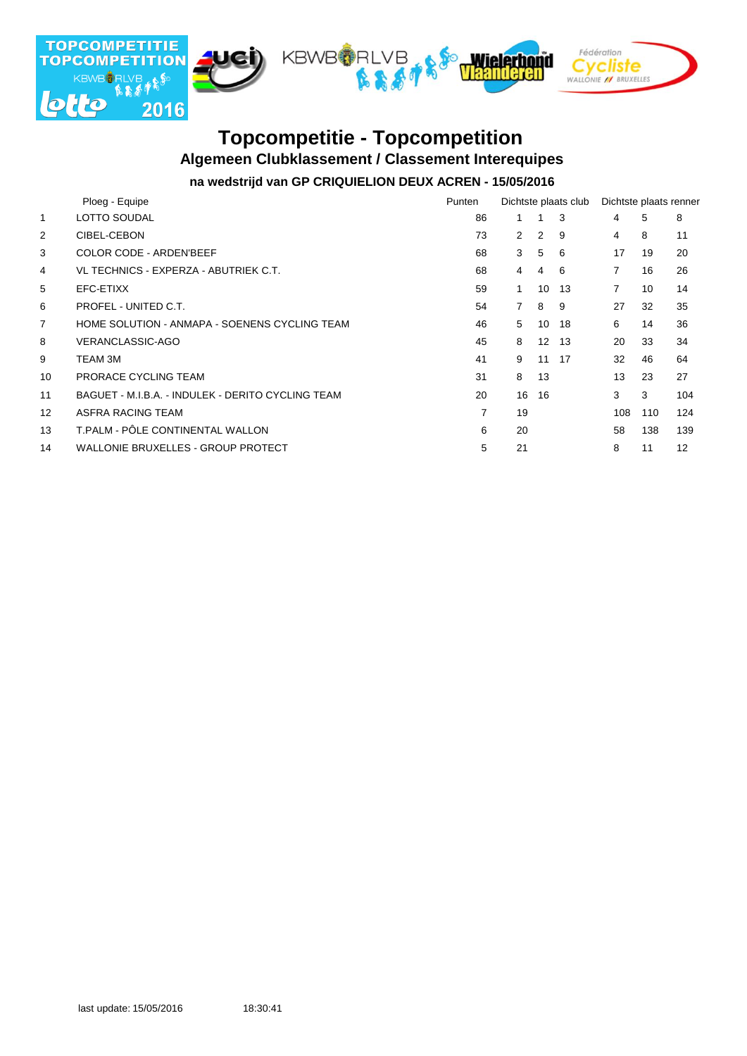# Topcompetitie - Topcompetition

## Algemeen Clubklassement / Classement Interequipes

### na wedstrijd van GP CRIQUIELION DEUX ACREN - 15/05/2016

| | Ploeg - Equipe | Punten | Dichtste plaats club | | | Dichtste plaats renner | | |
|---|---|---|---|---|---|---|---|---|
| 1 | LOTTO SOUDAL | 86 | 1 | 1 | 3 | 4 | 5 | 8 |
| 2 | CIBEL-CEBON | 73 | 2 | 2 | 9 | 4 | 8 | 11 |
| 3 | COLOR CODE - ARDEN'BEEF | 68 | 3 | 5 | 6 | 17 | 19 | 20 |
| 4 | VL TECHNICS - EXPERZA - ABUTRIEK C.T. | 68 | 4 | 4 | 6 | 7 | 16 | 26 |
| 5 | EFC-ETIXX | 59 | 1 | 10 | 13 | 7 | 10 | 14 |
| 6 | PROFEL - UNITED C.T. | 54 | 7 | 8 | 9 | 27 | 32 | 35 |
| 7 | HOME SOLUTION - ANMAPA - SOENENS CYCLING TEAM | 46 | 5 | 10 | 18 | 6 | 14 | 36 |
| 8 | VERANCLASSIC-AGO | 45 | 8 | 12 | 13 | 20 | 33 | 34 |
| 9 | TEAM 3M | 41 | 9 | 11 | 17 | 32 | 46 | 64 |
| 10 | PRORACE CYCLING TEAM | 31 | 8 | 13 | | 13 | 23 | 27 |
| 11 | BAGUET - M.I.B.A. - INDULEK - DERITO CYCLING TEAM | 20 | 16 | 16 | | 3 | 3 | 104 |
| 12 | ASFRA RACING TEAM | 7 | 19 | | | 108 | 110 | 124 |
| 13 | T.PALM - PÔLE CONTINENTAL WALLON | 6 | 20 | | | 58 | 138 | 139 |
| 14 | WALLONIE BRUXELLES - GROUP PROTECT | 5 | 21 | | | 8 | 11 | 12 |

last update: 15/05/2016 18:30:41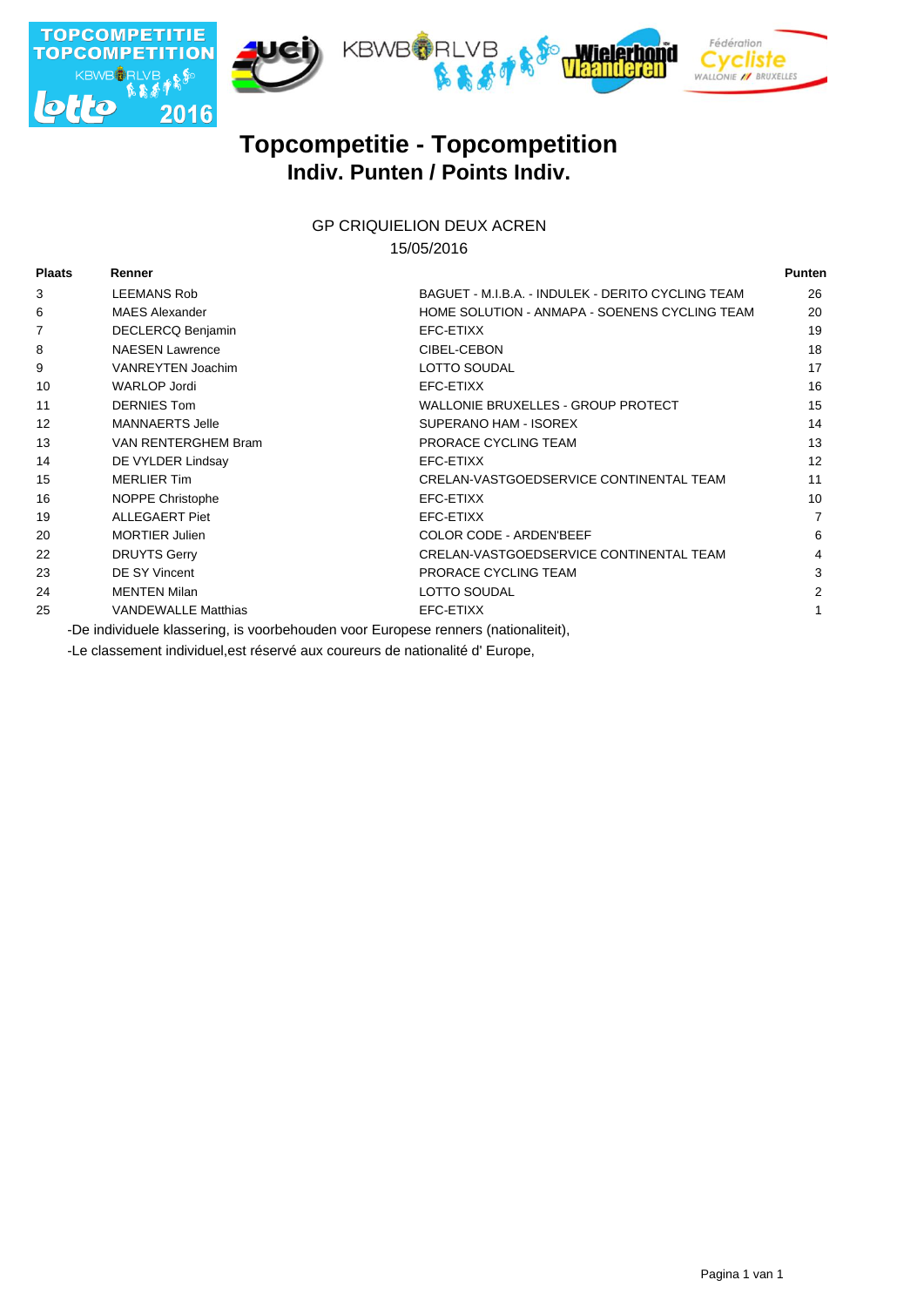# Topcompetitie - Topcompetition

## Indiv. Punten / Points Indiv.

GP CRIQUIELION DEUX ACREN

15/05/2016

| Plaats | Renner | | Punten |
|---|---|---|---|
| 3 | LEEMANS Rob | BAGUET - M.I.B.A. - INDULEK - DERITO CYCLING TEAM | 26 |
| 6 | MAES Alexander | HOME SOLUTION - ANMAPA - SOENENS CYCLING TEAM | 20 |
| 7 | DECLERCQ Benjamin | EFC-ETIXX | 19 |
| 8 | NAESEN Lawrence | CIBEL-CEBON | 18 |
| 9 | VANREYTEN Joachim | LOTTO SOUDAL | 17 |
| 10 | WARLOP Jordi | EFC-ETIXX | 16 |
| 11 | DERNIES Tom | WALLONIE BRUXELLES - GROUP PROTECT | 15 |
| 12 | MANNAERTS Jelle | SUPERANO HAM - ISOREX | 14 |
| 13 | VAN RENTERGHEM Bram | PRORACE CYCLING TEAM | 13 |
| 14 | DE VYLDER Lindsay | EFC-ETIXX | 12 |
| 15 | MERLIER Tim | CRELAN-VASTGOEDSERVICE CONTINENTAL TEAM | 11 |
| 16 | NOPPE Christophe | EFC-ETIXX | 10 |
| 19 | ALLEGAERT Piet | EFC-ETIXX | 7 |
| 20 | MORTIER Julien | COLOR CODE - ARDEN'BEEF | 6 |
| 22 | DRUYTS Gerry | CRELAN-VASTGOEDSERVICE CONTINENTAL TEAM | 4 |
| 23 | DE SY Vincent | PRORACE CYCLING TEAM | 3 |
| 24 | MENTEN Milan | LOTTO SOUDAL | 2 |
| 25 | VANDEWALLE Matthias | EFC-ETIXX | 1 |

-De individuele klassering, is voorbehouden voor Europese renners (nationaliteit),

-Le classement individuel,est réservé aux coureurs de nationalité d' Europe,